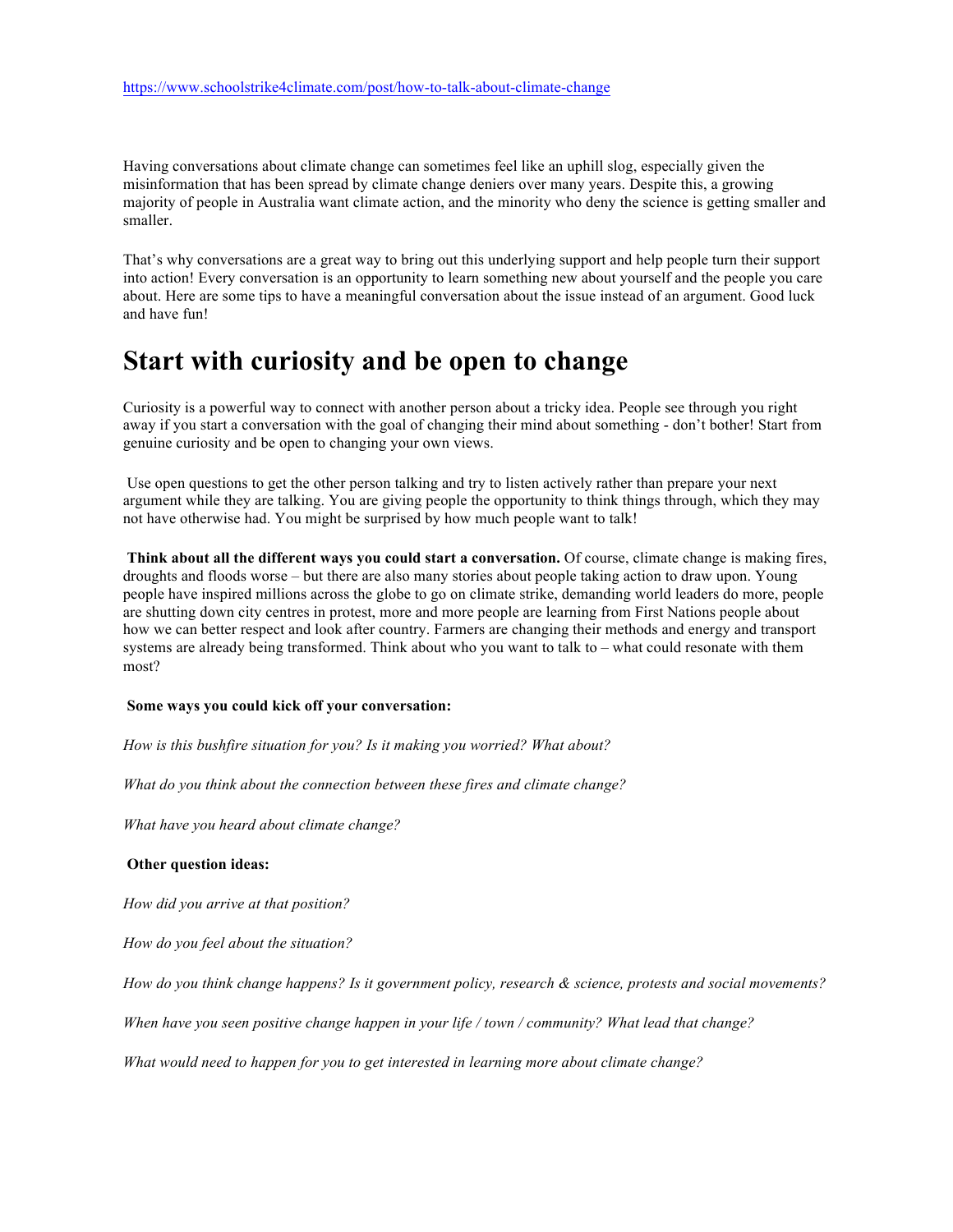https://www.schoolstrike4climate.com/post/how-to-talk-about-climate-change

Having conversations about climate change can sometimes feel like an uphill slog, especially given the misinformation that has been spread by climate change deniers over many years. Despite this, a growing majority of people in Australia want climate action, and the minority who deny the science is getting smaller and smaller.

That's why conversations are a great way to bring out this underlying support and help people turn their support into action! Every conversation is an opportunity to learn something new about yourself and the people you care about. Here are some tips to have a meaningful conversation about the issue instead of an argument. Good luck and have fun!

# Start with curiosity and be open to change

Curiosity is a powerful way to connect with another person about a tricky idea. People see through you right away if you start a conversation with the goal of changing their mind about something - don't bother! Start from genuine curiosity and be open to changing your own views.

Use open questions to get the other person talking and try to listen actively rather than prepare your next argument while they are talking. You are giving people the opportunity to think things through, which they may not have otherwise had. You might be surprised by how much people want to talk!

**Think about all the different ways you could start a conversation.** Of course, climate change is making fires, droughts and floods worse – but there are also many stories about people taking action to draw upon. Young people have inspired millions across the globe to go on climate strike, demanding world leaders do more, people are shutting down city centres in protest, more and more people are learning from First Nations people about how we can better respect and look after country. Farmers are changing their methods and energy and transport systems are already being transformed. Think about who you want to talk to – what could resonate with them most?

**Some ways you could kick off your conversation:**

*How is this bushfire situation for you? Is it making you worried? What about?*

*What do you think about the connection between these fires and climate change?*

*What have you heard about climate change?*

**Other question ideas:**

*How did you arrive at that position?*

*How do you feel about the situation?*

*How do you think change happens? Is it government policy, research & science, protests and social movements?*

*When have you seen positive change happen in your life / town / community? What lead that change?*

*What would need to happen for you to get interested in learning more about climate change?*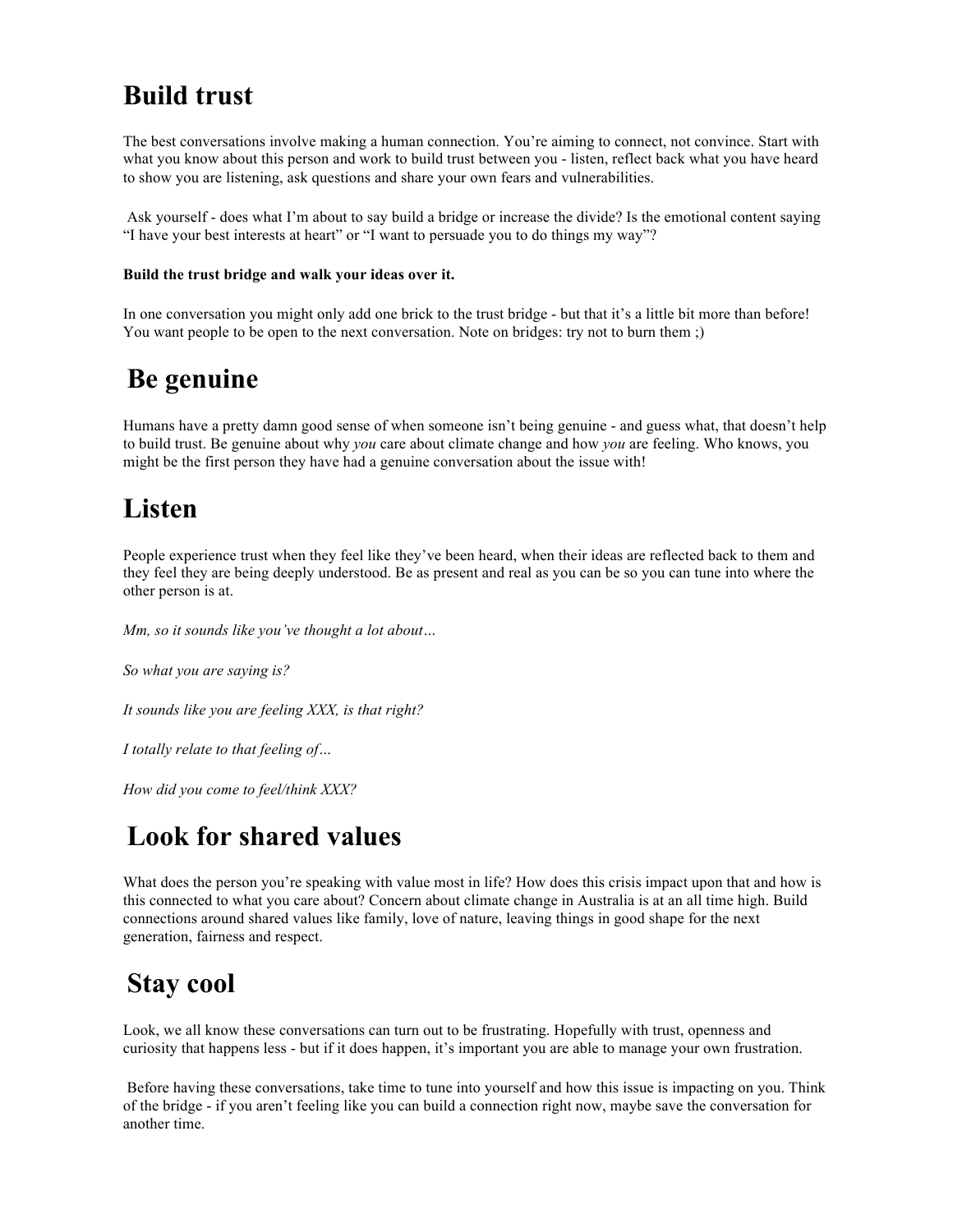# Build trust

The best conversations involve making a human connection. You're aiming to connect, not convince. Start with what you know about this person and work to build trust between you - listen, reflect back what you have heard to show you are listening, ask questions and share your own fears and vulnerabilities.

Ask yourself - does what I'm about to say build a bridge or increase the divide? Is the emotional content saying "I have your best interests at heart" or "I want to persuade you to do things my way"?

**Build the trust bridge and walk your ideas over it.**

In one conversation you might only add one brick to the trust bridge - but that it's a little bit more than before! You want people to be open to the next conversation. Note on bridges: try not to burn them ;)

# Be genuine

Humans have a pretty damn good sense of when someone isn't being genuine - and guess what, that doesn't help to build trust. Be genuine about why *you* care about climate change and how *you* are feeling. Who knows, you might be the first person they have had a genuine conversation about the issue with!

# Listen

People experience trust when they feel like they've been heard, when their ideas are reflected back to them and they feel they are being deeply understood. Be as present and real as you can be so you can tune into where the other person is at.

*Mm, so it sounds like you've thought a lot about…*

*So what you are saying is?*

*It sounds like you are feeling XXX, is that right?*

*I totally relate to that feeling of…*

*How did you come to feel/think XXX?*

# Look for shared values

What does the person you're speaking with value most in life? How does this crisis impact upon that and how is this connected to what you care about? Concern about climate change in Australia is at an all time high. Build connections around shared values like family, love of nature, leaving things in good shape for the next generation, fairness and respect.

# Stay cool

Look, we all know these conversations can turn out to be frustrating. Hopefully with trust, openness and curiosity that happens less - but if it does happen, it's important you are able to manage your own frustration.

Before having these conversations, take time to tune into yourself and how this issue is impacting on you. Think of the bridge - if you aren't feeling like you can build a connection right now, maybe save the conversation for another time.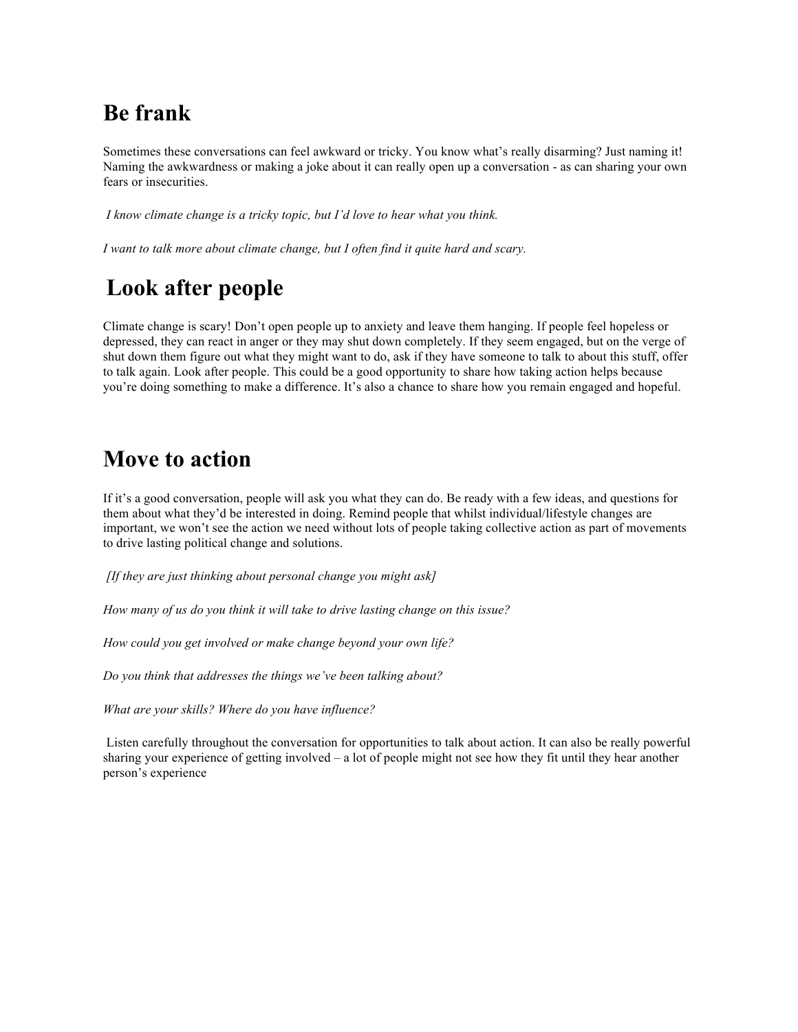# Be frank

Sometimes these conversations can feel awkward or tricky. You know what's really disarming? Just naming it! Naming the awkwardness or making a joke about it can really open up a conversation - as can sharing your own fears or insecurities.

*I know climate change is a tricky topic, but I'd love to hear what you think.*

*I want to talk more about climate change, but I often find it quite hard and scary.*

# Look after people

Climate change is scary! Don't open people up to anxiety and leave them hanging. If people feel hopeless or depressed, they can react in anger or they may shut down completely. If they seem engaged, but on the verge of shut down them figure out what they might want to do, ask if they have someone to talk to about this stuff, offer to talk again. Look after people. This could be a good opportunity to share how taking action helps because you're doing something to make a difference. It's also a chance to share how you remain engaged and hopeful.

# Move to action

If it's a good conversation, people will ask you what they can do. Be ready with a few ideas, and questions for them about what they'd be interested in doing. Remind people that whilst individual/lifestyle changes are important, we won't see the action we need without lots of people taking collective action as part of movements to drive lasting political change and solutions.

*[If they are just thinking about personal change you might ask]*

*How many of us do you think it will take to drive lasting change on this issue?*

*How could you get involved or make change beyond your own life?*

*Do you think that addresses the things we've been talking about?*

*What are your skills? Where do you have influence?*

Listen carefully throughout the conversation for opportunities to talk about action. It can also be really powerful sharing your experience of getting involved – a lot of people might not see how they fit until they hear another person's experience